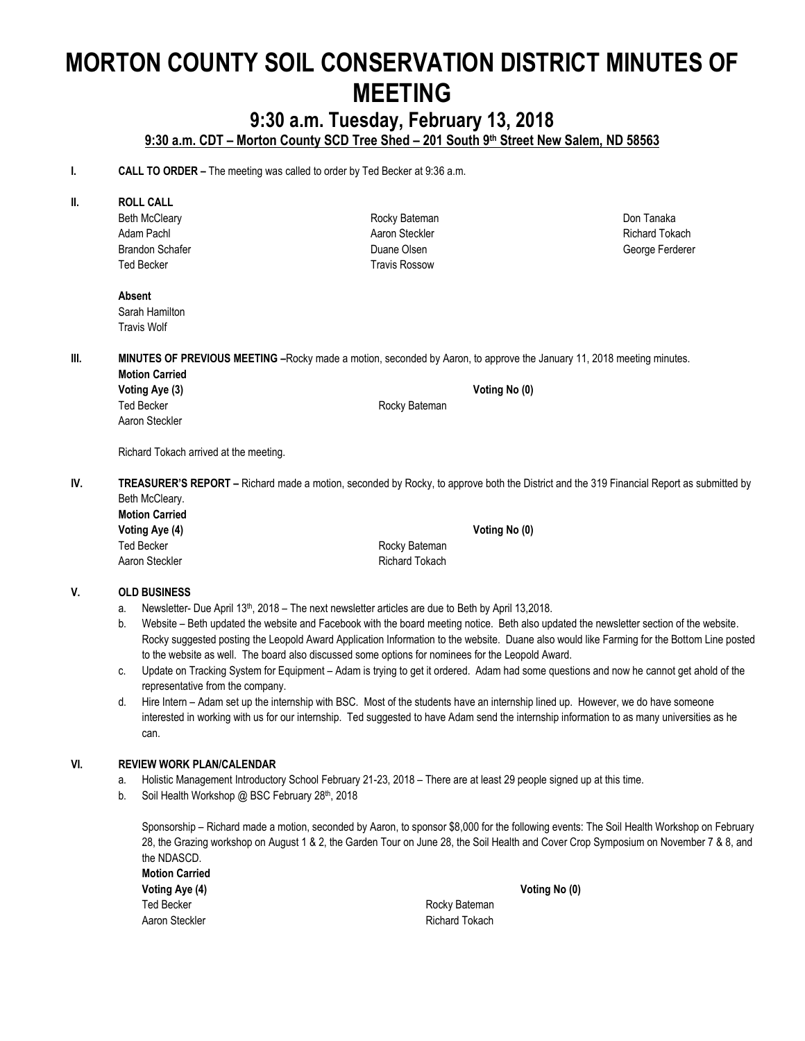# MORTON COUNTY SOIL CONSERVATION DISTRICT MINUTES OF MEETING

## 9:30 a.m. Tuesday, February 13, 2018

**9:30 a.m. CDT – Morton County SCD Tree Shed – 201 South 9th Street New Salem, ND 58563**

**I. CALL TO ORDER –** The meeting was called to order by Ted Becker at 9:36 a.m.

**II. ROLL CALL**

Beth McCleary
Adam Pachl
Brandon Schafer
Ted Becker
Rocky Bateman
Aaron Steckler
Duane Olsen
Travis Rossow
Don Tanaka
Richard Tokach
George Ferderer

**Absent**

Sarah Hamilton
Travis Wolf

**III. MINUTES OF PREVIOUS MEETING –**Rocky made a motion, seconded by Aaron, to approve the January 11, 2018 meeting minutes.

**Motion Carried**

**Voting Aye (3)**
Ted Becker
Aaron Steckler
Rocky Bateman

**Voting No (0)**

Richard Tokach arrived at the meeting.

**IV. TREASURER'S REPORT –** Richard made a motion, seconded by Rocky, to approve both the District and the 319 Financial Report as submitted by Beth McCleary.

**Motion Carried**

**Voting Aye (4)**
Ted Becker
Aaron Steckler
Rocky Bateman
Richard Tokach

**Voting No (0)**

**V. OLD BUSINESS**

a. Newsletter- Due April 13th, 2018 – The next newsletter articles are due to Beth by April 13,2018.
b. Website – Beth updated the website and Facebook with the board meeting notice. Beth also updated the newsletter section of the website. Rocky suggested posting the Leopold Award Application Information to the website. Duane also would like Farming for the Bottom Line posted to the website as well. The board also discussed some options for nominees for the Leopold Award.
c. Update on Tracking System for Equipment – Adam is trying to get it ordered. Adam had some questions and now he cannot get ahold of the representative from the company.
d. Hire Intern – Adam set up the internship with BSC. Most of the students have an internship lined up. However, we do have someone interested in working with us for our internship. Ted suggested to have Adam send the internship information to as many universities as he can.

**VI. REVIEW WORK PLAN/CALENDAR**

a. Holistic Management Introductory School February 21-23, 2018 – There are at least 29 people signed up at this time.
b. Soil Health Workshop @ BSC February 28th, 2018

Sponsorship – Richard made a motion, seconded by Aaron, to sponsor $8,000 for the following events: The Soil Health Workshop on February 28, the Grazing workshop on August 1 & 2, the Garden Tour on June 28, the Soil Health and Cover Crop Symposium on November 7 & 8, and the NDASCD.

**Motion Carried**

**Voting Aye (4)**
Ted Becker
Aaron Steckler
Rocky Bateman
Richard Tokach

**Voting No (0)**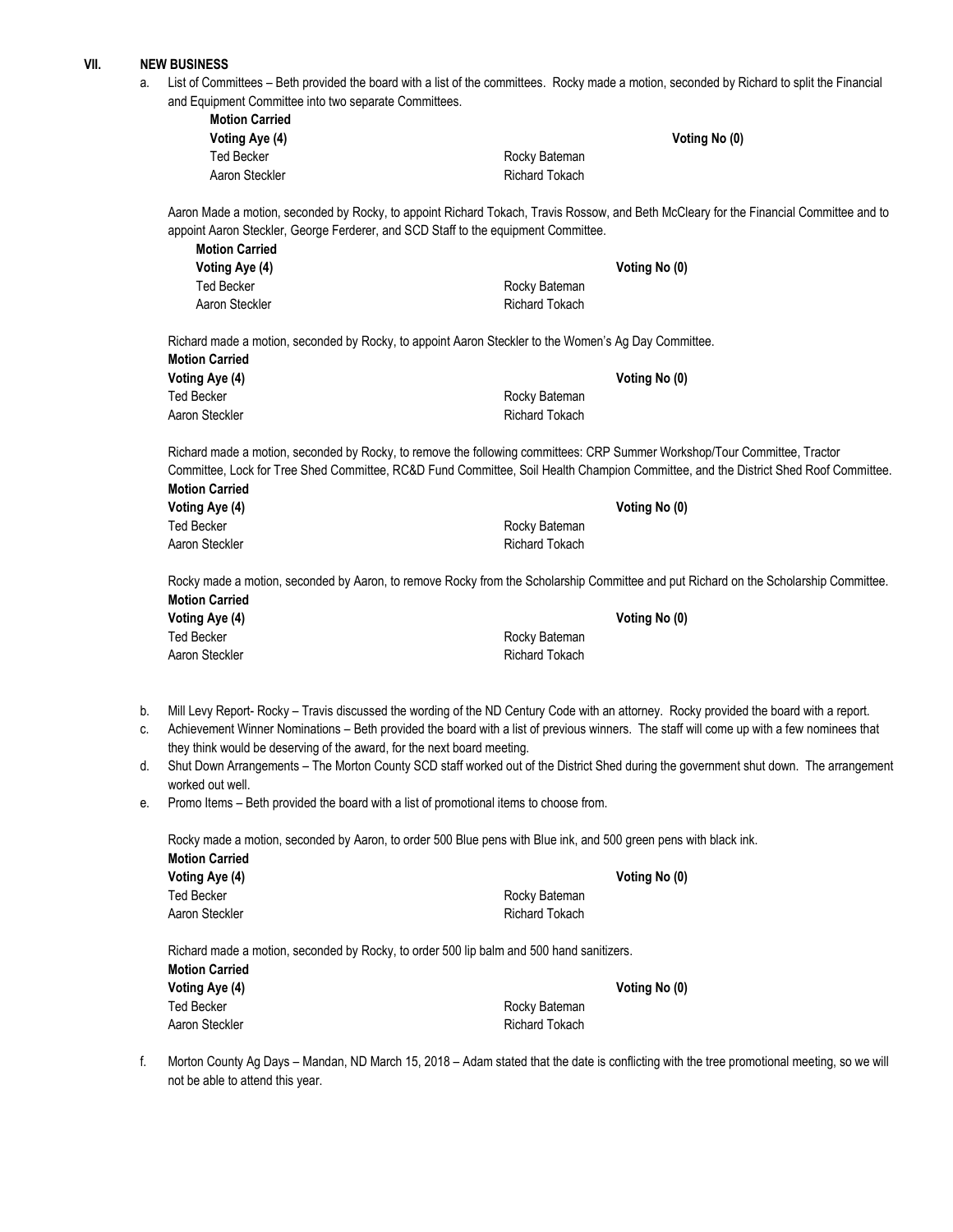## VII. NEW BUSINESS

a. List of Committees – Beth provided the board with a list of the committees. Rocky made a motion, seconded by Richard to split the Financial and Equipment Committee into two separate Committees.

**Motion Carried**

| **Voting Aye (4)** | | **Voting No (0)** |
|---|---|---|
| Ted Becker | Rocky Bateman | |
| Aaron Steckler | Richard Tokach | |

Aaron Made a motion, seconded by Rocky, to appoint Richard Tokach, Travis Rossow, and Beth McCleary for the Financial Committee and to appoint Aaron Steckler, George Ferderer, and SCD Staff to the equipment Committee.

**Motion Carried**

| **Voting Aye (4)** | **Voting No (0)** |
|---|---|
| Ted Becker | Rocky Bateman |
| Aaron Steckler | Richard Tokach |

Richard made a motion, seconded by Rocky, to appoint Aaron Steckler to the Women's Ag Day Committee.

**Motion Carried**

| **Voting Aye (4)** | **Voting No (0)** |
|---|---|
| Ted Becker | Rocky Bateman |
| Aaron Steckler | Richard Tokach |

Richard made a motion, seconded by Rocky, to remove the following committees: CRP Summer Workshop/Tour Committee, Tractor Committee, Lock for Tree Shed Committee, RC&D Fund Committee, Soil Health Champion Committee, and the District Shed Roof Committee.

**Motion Carried**

| **Voting Aye (4)** | **Voting No (0)** |
|---|---|
| Ted Becker | Rocky Bateman |
| Aaron Steckler | Richard Tokach |

Rocky made a motion, seconded by Aaron, to remove Rocky from the Scholarship Committee and put Richard on the Scholarship Committee.

**Motion Carried**

| **Voting Aye (4)** | **Voting No (0)** |
|---|---|
| Ted Becker | Rocky Bateman |
| Aaron Steckler | Richard Tokach |

b. Mill Levy Report- Rocky – Travis discussed the wording of the ND Century Code with an attorney. Rocky provided the board with a report.

c. Achievement Winner Nominations – Beth provided the board with a list of previous winners. The staff will come up with a few nominees that they think would be deserving of the award, for the next board meeting.

d. Shut Down Arrangements – The Morton County SCD staff worked out of the District Shed during the government shut down. The arrangement worked out well.

e. Promo Items – Beth provided the board with a list of promotional items to choose from.

Rocky made a motion, seconded by Aaron, to order 500 Blue pens with Blue ink, and 500 green pens with black ink.

**Motion Carried**

| **Voting Aye (4)** | **Voting No (0)** |
|---|---|
| Ted Becker | Rocky Bateman |
| Aaron Steckler | Richard Tokach |

Richard made a motion, seconded by Rocky, to order 500 lip balm and 500 hand sanitizers.

**Motion Carried**

| **Voting Aye (4)** | **Voting No (0)** |
|---|---|
| Ted Becker | Rocky Bateman |
| Aaron Steckler | Richard Tokach |

f. Morton County Ag Days – Mandan, ND March 15, 2018 – Adam stated that the date is conflicting with the tree promotional meeting, so we will not be able to attend this year.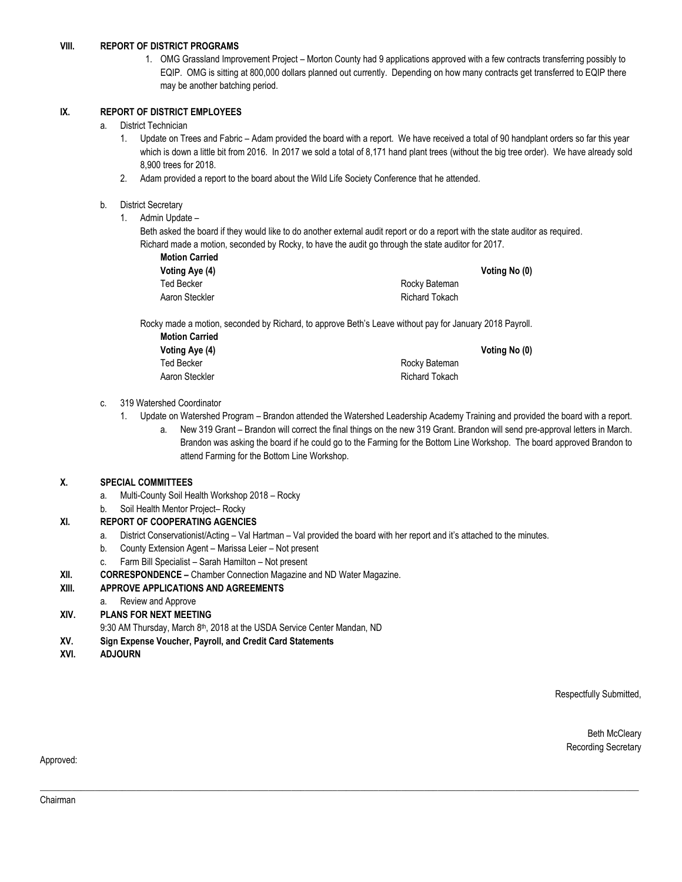## VIII. REPORT OF DISTRICT PROGRAMS

1. OMG Grassland Improvement Project – Morton County had 9 applications approved with a few contracts transferring possibly to EQIP. OMG is sitting at 800,000 dollars planned out currently. Depending on how many contracts get transferred to EQIP there may be another batching period.

## IX. REPORT OF DISTRICT EMPLOYEES

a. District Technician

1. Update on Trees and Fabric – Adam provided the board with a report. We have received a total of 90 handplant orders so far this year which is down a little bit from 2016. In 2017 we sold a total of 8,171 hand plant trees (without the big tree order). We have already sold 8,900 trees for 2018.
2. Adam provided a report to the board about the Wild Life Society Conference that he attended.

b. District Secretary

1. Admin Update –

Beth asked the board if they would like to do another external audit report or do a report with the state auditor as required.
Richard made a motion, seconded by Rocky, to have the audit go through the state auditor for 2017.

**Motion Carried**

| **Voting Aye (4)** | | **Voting No (0)** |
|---|---|---|
| Ted Becker | Rocky Bateman | |
| Aaron Steckler | Richard Tokach | |

Rocky made a motion, seconded by Richard, to approve Beth's Leave without pay for January 2018 Payroll.

**Motion Carried**

| **Voting Aye (4)** | | **Voting No (0)** |
|---|---|---|
| Ted Becker | Rocky Bateman | |
| Aaron Steckler | Richard Tokach | |

c. 319 Watershed Coordinator

1. Update on Watershed Program – Brandon attended the Watershed Leadership Academy Training and provided the board with a report.
   a. New 319 Grant – Brandon will correct the final things on the new 319 Grant. Brandon will send pre-approval letters in March. Brandon was asking the board if he could go to the Farming for the Bottom Line Workshop. The board approved Brandon to attend Farming for the Bottom Line Workshop.

## X. SPECIAL COMMITTEES

a. Multi-County Soil Health Workshop 2018 – Rocky
b. Soil Health Mentor Project– Rocky

## XI. REPORT OF COOPERATING AGENCIES

a. District Conservationist/Acting – Val Hartman – Val provided the board with her report and it's attached to the minutes.
b. County Extension Agent – Marissa Leier – Not present
c. Farm Bill Specialist – Sarah Hamilton – Not present

## XII. CORRESPONDENCE – Chamber Connection Magazine and ND Water Magazine.

## XIII. APPROVE APPLICATIONS AND AGREEMENTS

a. Review and Approve

## XIV. PLANS FOR NEXT MEETING

9:30 AM Thursday, March 8th, 2018 at the USDA Service Center Mandan, ND

## XV. Sign Expense Voucher, Payroll, and Credit Card Statements

## XVI. ADJOURN

Respectfully Submitted,

Beth McCleary
Recording Secretary

Approved:

\_\_\_\_\_\_\_\_\_\_\_\_\_\_\_\_\_\_\_\_\_\_\_\_\_\_\_\_\_\_\_\_\_\_\_\_\_\_\_\_

Chairman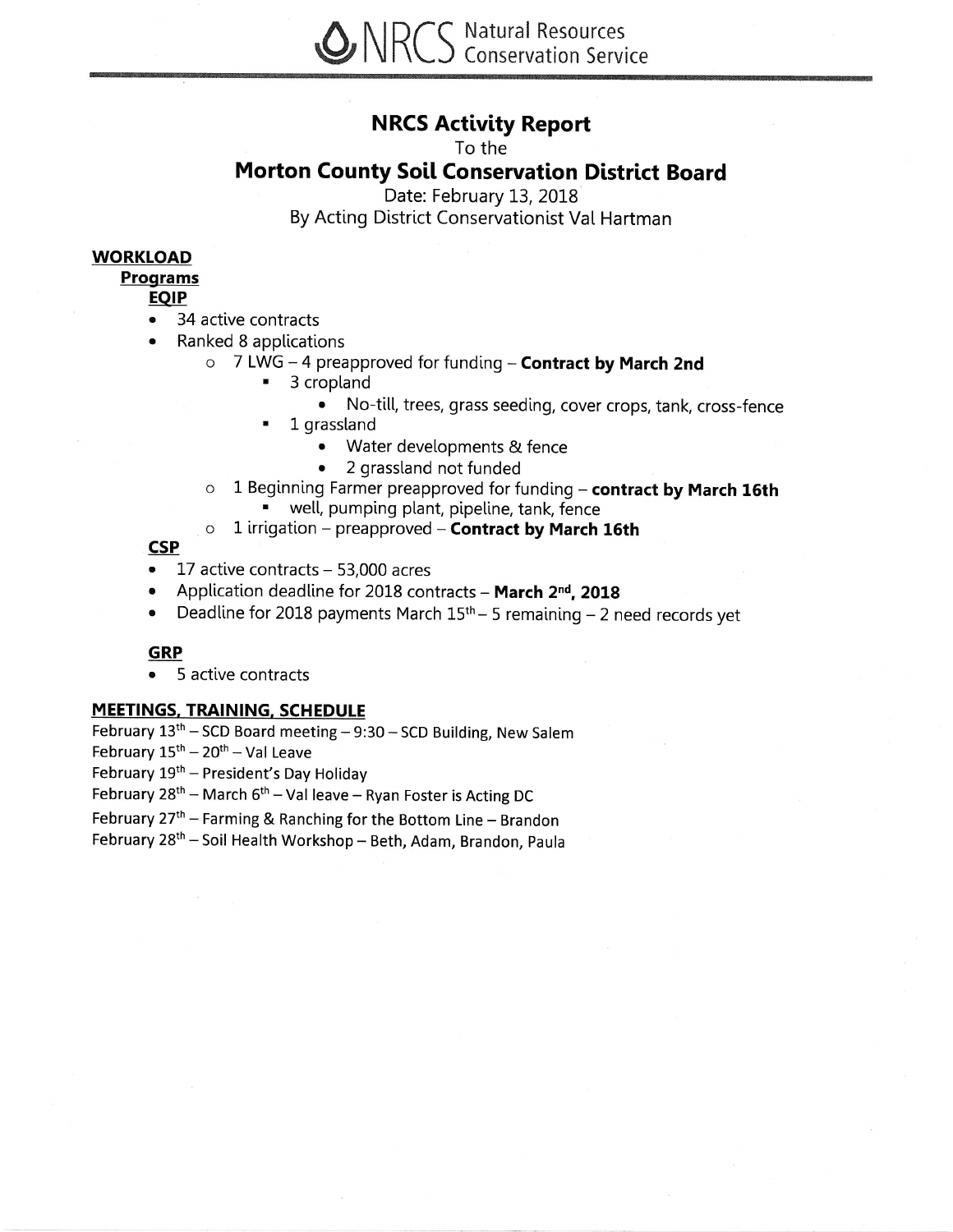NRCS Natural Resources Conservation Service

# NRCS Activity Report

To the

## Morton County Soil Conservation District Board

Date: February 13, 2018

By Acting District Conservationist Val Hartman

**WORKLOAD**

**Programs**

**EQIP**

- 34 active contracts
- Ranked 8 applications
  - 7 LWG – 4 preapproved for funding – **Contract by March 2nd**
    - 3 cropland
      - No-till, trees, grass seeding, cover crops, tank, cross-fence
    - 1 grassland
      - Water developments & fence
      - 2 grassland not funded
  - 1 Beginning Farmer preapproved for funding – **contract by March 16th**
    - well, pumping plant, pipeline, tank, fence
  - 1 irrigation – preapproved – **Contract by March 16th**

**CSP**

- 17 active contracts – 53,000 acres
- Application deadline for 2018 contracts – **March 2nd, 2018**
- Deadline for 2018 payments March 15th – 5 remaining – 2 need records yet

**GRP**

- 5 active contracts

**MEETINGS, TRAINING, SCHEDULE**

February 13th – SCD Board meeting – 9:30 – SCD Building, New Salem

February 15th – 20th – Val Leave

February 19th – President's Day Holiday

February 28th – March 6th – Val leave – Ryan Foster is Acting DC

February 27th – Farming & Ranching for the Bottom Line – Brandon

February 28th – Soil Health Workshop – Beth, Adam, Brandon, Paula